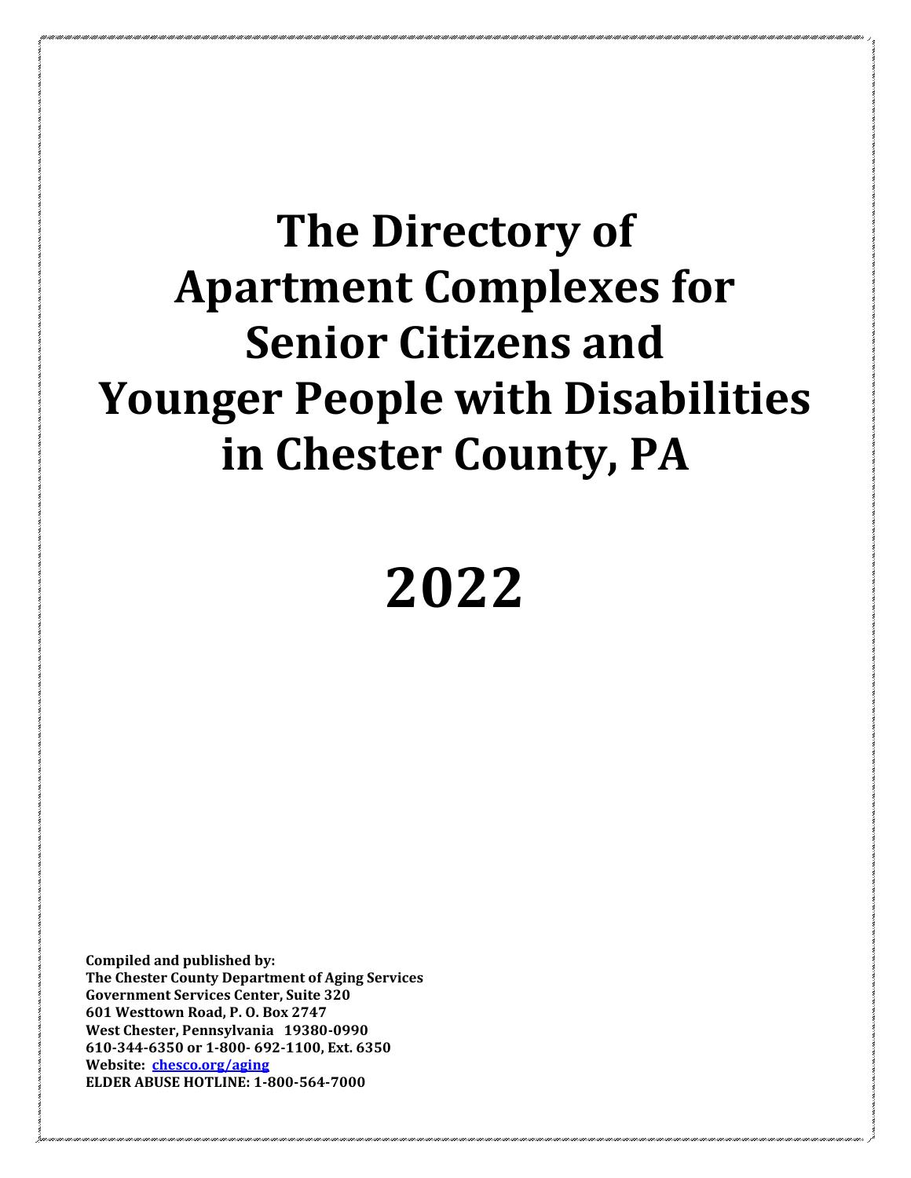# The Directory of Apartment Complexes for Senior Citizens and Younger People with Disabilities in Chester County, PA

# 2022

**Compiled and published by:**
**The Chester County Department of Aging Services**
**Government Services Center, Suite 320**
**601 Westtown Road, P. O. Box 2747**
**West Chester, Pennsylvania 19380-0990**
**610-344-6350 or 1-800- 692-1100, Ext. 6350**
**Website: chesco.org/aging**
**ELDER ABUSE HOTLINE: 1-800-564-7000**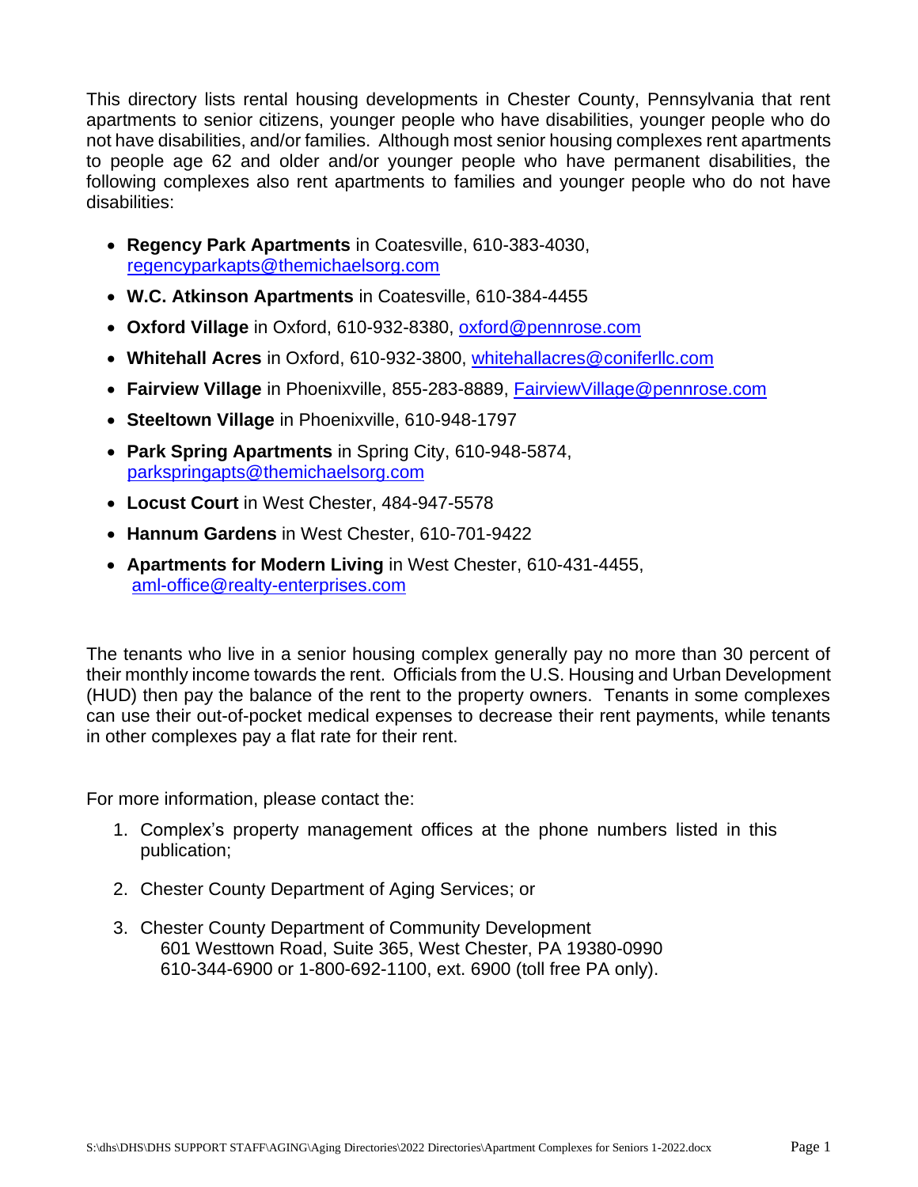This directory lists rental housing developments in Chester County, Pennsylvania that rent apartments to senior citizens, younger people who have disabilities, younger people who do not have disabilities, and/or families. Although most senior housing complexes rent apartments to people age 62 and older and/or younger people who have permanent disabilities, the following complexes also rent apartments to families and younger people who do not have disabilities:

- **Regency Park Apartments** in Coatesville, 610-383-4030, regencyparkapts@themichaelsorg.com
- **W.C. Atkinson Apartments** in Coatesville, 610-384-4455
- **Oxford Village** in Oxford, 610-932-8380, oxford@pennrose.com
- **Whitehall Acres** in Oxford, 610-932-3800, whitehallacres@coniferllc.com
- **Fairview Village** in Phoenixville, 855-283-8889, FairviewVillage@pennrose.com
- **Steeltown Village** in Phoenixville, 610-948-1797
- **Park Spring Apartments** in Spring City, 610-948-5874, parkspringapts@themichaelsorg.com
- **Locust Court** in West Chester, 484-947-5578
- **Hannum Gardens** in West Chester, 610-701-9422
- **Apartments for Modern Living** in West Chester, 610-431-4455, aml-office@realty-enterprises.com

The tenants who live in a senior housing complex generally pay no more than 30 percent of their monthly income towards the rent. Officials from the U.S. Housing and Urban Development (HUD) then pay the balance of the rent to the property owners. Tenants in some complexes can use their out-of-pocket medical expenses to decrease their rent payments, while tenants in other complexes pay a flat rate for their rent.

For more information, please contact the:

1. Complex's property management offices at the phone numbers listed in this publication;
2. Chester County Department of Aging Services; or
3. Chester County Department of Community Development
   601 Westtown Road, Suite 365, West Chester, PA 19380-0990
   610-344-6900 or 1-800-692-1100, ext. 6900 (toll free PA only).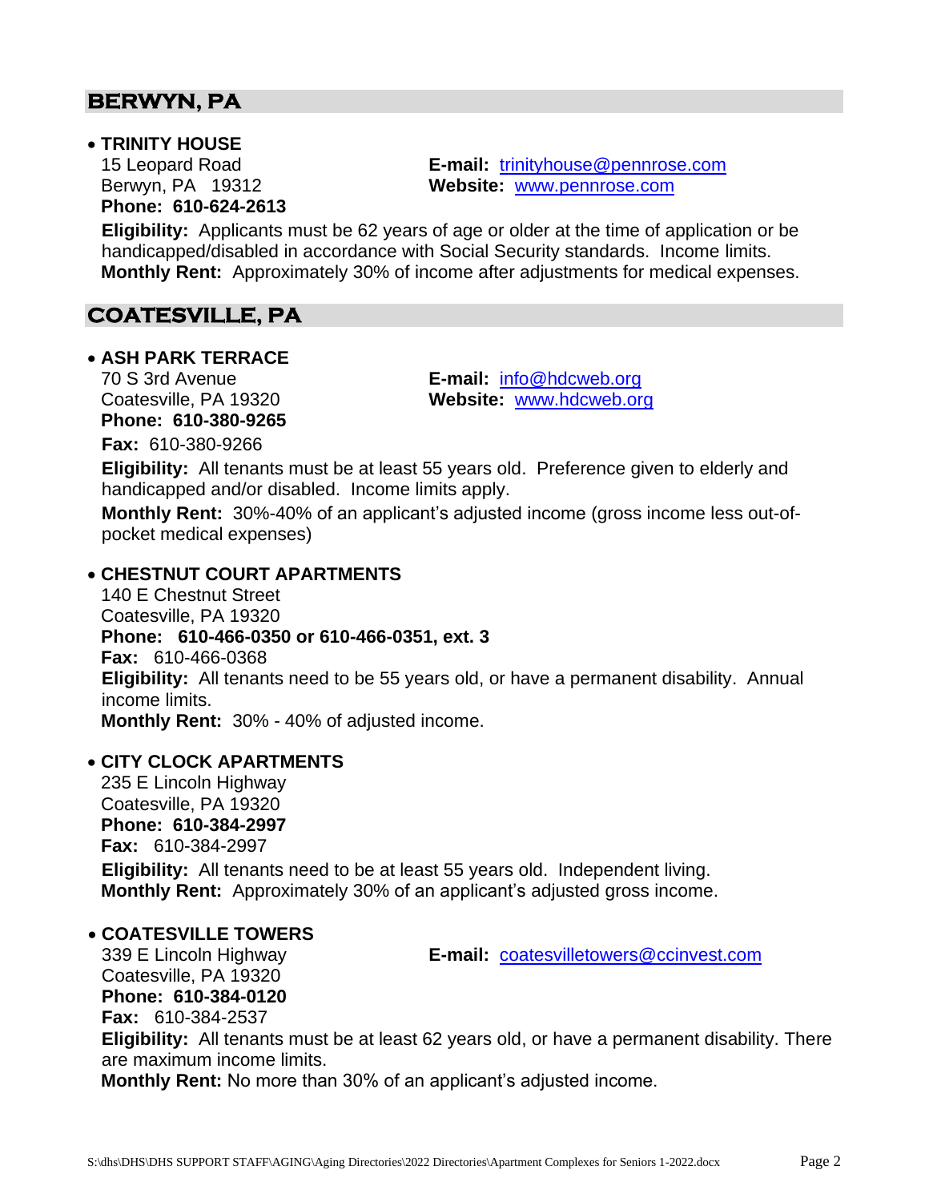## BERWYN, PA

- **TRINITY HOUSE**
  15 Leopard Road
  Berwyn, PA 19312
  **Phone: 610-624-2613**
  **E-mail:** trinityhouse@pennrose.com
  **Website:** www.pennrose.com
  **Eligibility:** Applicants must be 62 years of age or older at the time of application or be handicapped/disabled in accordance with Social Security standards. Income limits.
  **Monthly Rent:** Approximately 30% of income after adjustments for medical expenses.

## COATESVILLE, PA

- **ASH PARK TERRACE**
  70 S 3rd Avenue
  Coatesville, PA 19320
  **Phone: 610-380-9265**
  **Fax:** 610-380-9266
  **E-mail:** info@hdcweb.org
  **Website:** www.hdcweb.org
  **Eligibility:** All tenants must be at least 55 years old. Preference given to elderly and handicapped and/or disabled. Income limits apply.
  **Monthly Rent:** 30%-40% of an applicant's adjusted income (gross income less out-of-pocket medical expenses)

- **CHESTNUT COURT APARTMENTS**
  140 E Chestnut Street
  Coatesville, PA 19320
  **Phone: 610-466-0350 or 610-466-0351, ext. 3**
  **Fax:** 610-466-0368
  **Eligibility:** All tenants need to be 55 years old, or have a permanent disability. Annual income limits.
  **Monthly Rent:** 30% - 40% of adjusted income.

- **CITY CLOCK APARTMENTS**
  235 E Lincoln Highway
  Coatesville, PA 19320
  **Phone: 610-384-2997**
  **Fax:** 610-384-2997
  **Eligibility:** All tenants need to be at least 55 years old. Independent living.
  **Monthly Rent:** Approximately 30% of an applicant's adjusted gross income.

- **COATESVILLE TOWERS**
  339 E Lincoln Highway
  Coatesville, PA 19320
  **Phone: 610-384-0120**
  **Fax:** 610-384-2537
  **E-mail:** coatesvilletowers@ccinvest.com
  **Eligibility:** All tenants must be at least 62 years old, or have a permanent disability. There are maximum income limits.
  **Monthly Rent:** No more than 30% of an applicant's adjusted income.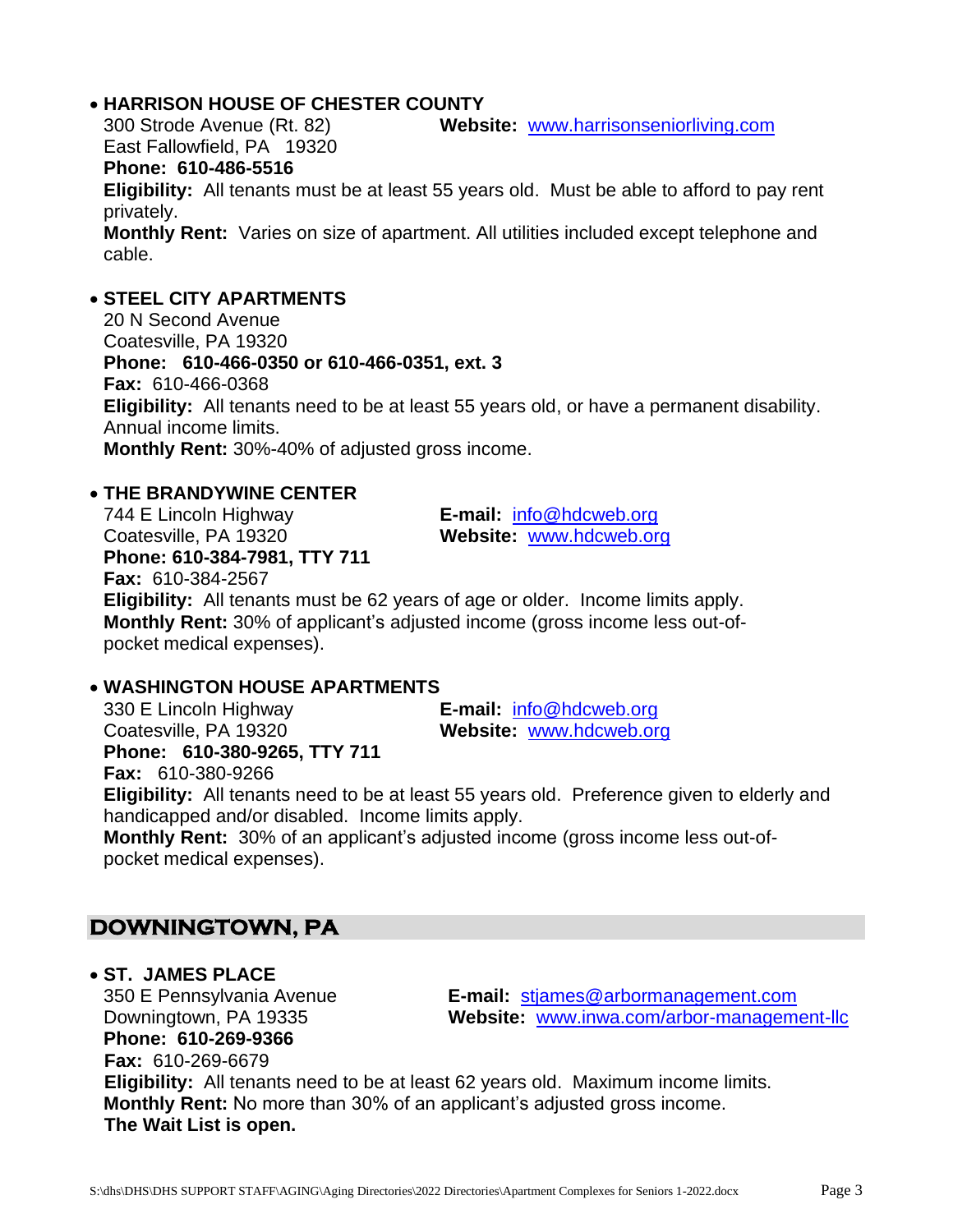- **HARRISON HOUSE OF CHESTER COUNTY**
  300 Strode Avenue (Rt. 82)
  East Fallowfield, PA 19320
  **Website:** [www.harrisonseniorliving.com](http://www.harrisonseniorliving.com)
  **Phone: 610-486-5516**
  **Eligibility:** All tenants must be at least 55 years old. Must be able to afford to pay rent privately.
  **Monthly Rent:** Varies on size of apartment. All utilities included except telephone and cable.

- **STEEL CITY APARTMENTS**
  20 N Second Avenue
  Coatesville, PA 19320
  **Phone: 610-466-0350 or 610-466-0351, ext. 3**
  **Fax:** 610-466-0368
  **Eligibility:** All tenants need to be at least 55 years old, or have a permanent disability. Annual income limits.
  **Monthly Rent:** 30%-40% of adjusted gross income.

- **THE BRANDYWINE CENTER**
  744 E Lincoln Highway
  Coatesville, PA 19320
  **E-mail:** [info@hdcweb.org](mailto:info@hdcweb.org)
  **Website:** [www.hdcweb.org](http://www.hdcweb.org)
  **Phone: 610-384-7981, TTY 711**
  **Fax:** 610-384-2567
  **Eligibility:** All tenants must be 62 years of age or older. Income limits apply.
  **Monthly Rent:** 30% of applicant's adjusted income (gross income less out-of-pocket medical expenses).

- **WASHINGTON HOUSE APARTMENTS**
  330 E Lincoln Highway
  Coatesville, PA 19320
  **E-mail:** [info@hdcweb.org](mailto:info@hdcweb.org)
  **Website:** [www.hdcweb.org](http://www.hdcweb.org)
  **Phone: 610-380-9265, TTY 711**
  **Fax:** 610-380-9266
  **Eligibility:** All tenants need to be at least 55 years old. Preference given to elderly and handicapped and/or disabled. Income limits apply.
  **Monthly Rent:** 30% of an applicant's adjusted income (gross income less out-of-pocket medical expenses).

## DOWNINGTOWN, PA

- **ST. JAMES PLACE**
  350 E Pennsylvania Avenue
  Downingtown, PA 19335
  **E-mail:** [stjames@arbormanagement.com](mailto:stjames@arbormanagement.com)
  **Website:** [www.inwa.com/arbor-management-llc](http://www.inwa.com/arbor-management-llc)
  **Phone: 610-269-9366**
  **Fax:** 610-269-6679
  **Eligibility:** All tenants need to be at least 62 years old. Maximum income limits.
  **Monthly Rent:** No more than 30% of an applicant's adjusted gross income.
  **The Wait List is open.**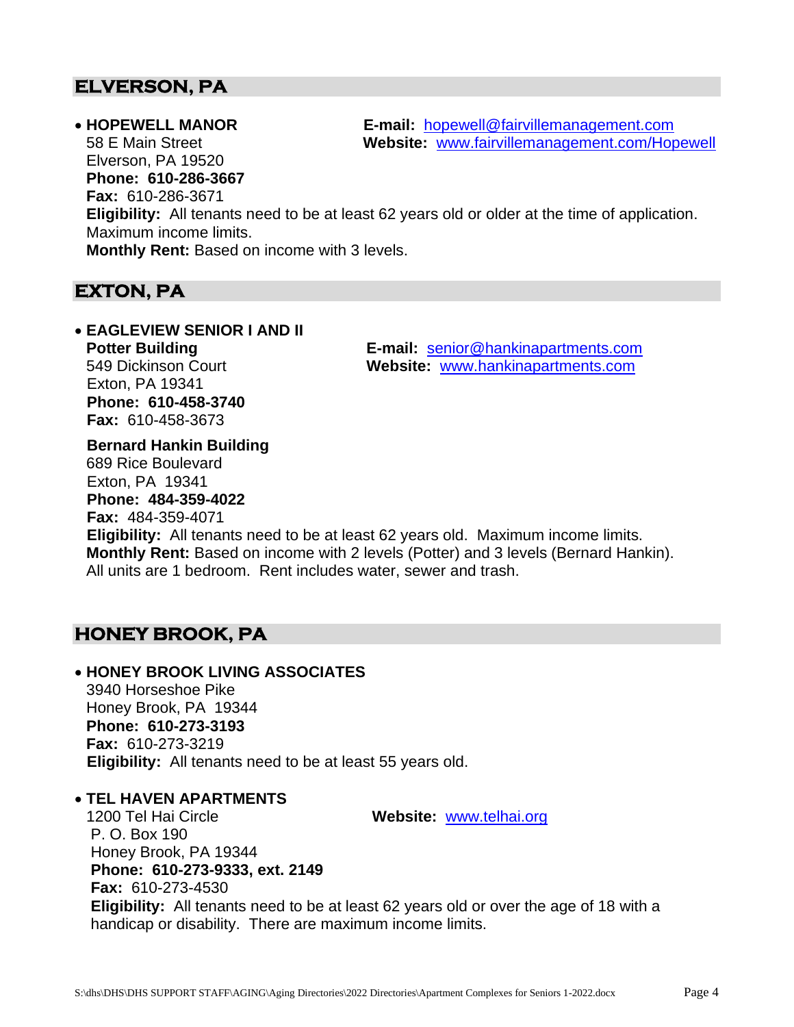## ELVERSON, PA

- **HOPEWELL MANOR**
  58 E Main Street
  Elverson, PA 19520
  **Phone: 610-286-3667**
  **Fax:** 610-286-3671
  **E-mail:** hopewell@fairvillemanagement.com
  **Website:** www.fairvillemanagement.com/Hopewell
  **Eligibility:** All tenants need to be at least 62 years old or older at the time of application. Maximum income limits.
  **Monthly Rent:** Based on income with 3 levels.

## EXTON, PA

- **EAGLEVIEW SENIOR I AND II**
  **Potter Building**
  549 Dickinson Court
  Exton, PA 19341
  **Phone: 610-458-3740**
  **Fax:** 610-458-3673
  **E-mail:** senior@hankinapartments.com
  **Website:** www.hankinapartments.com

  **Bernard Hankin Building**
  689 Rice Boulevard
  Exton, PA 19341
  **Phone: 484-359-4022**
  **Fax:** 484-359-4071
  **Eligibility:** All tenants need to be at least 62 years old. Maximum income limits.
  **Monthly Rent:** Based on income with 2 levels (Potter) and 3 levels (Bernard Hankin). All units are 1 bedroom. Rent includes water, sewer and trash.

## HONEY BROOK, PA

- **HONEY BROOK LIVING ASSOCIATES**
  3940 Horseshoe Pike
  Honey Brook, PA 19344
  **Phone: 610-273-3193**
  **Fax:** 610-273-3219
  **Eligibility:** All tenants need to be at least 55 years old.

- **TEL HAVEN APARTMENTS**
  1200 Tel Hai Circle
  P. O. Box 190
  Honey Brook, PA 19344
  **Phone: 610-273-9333, ext. 2149**
  **Fax:** 610-273-4530
  **Website:** www.telhai.org
  **Eligibility:** All tenants need to be at least 62 years old or over the age of 18 with a handicap or disability. There are maximum income limits.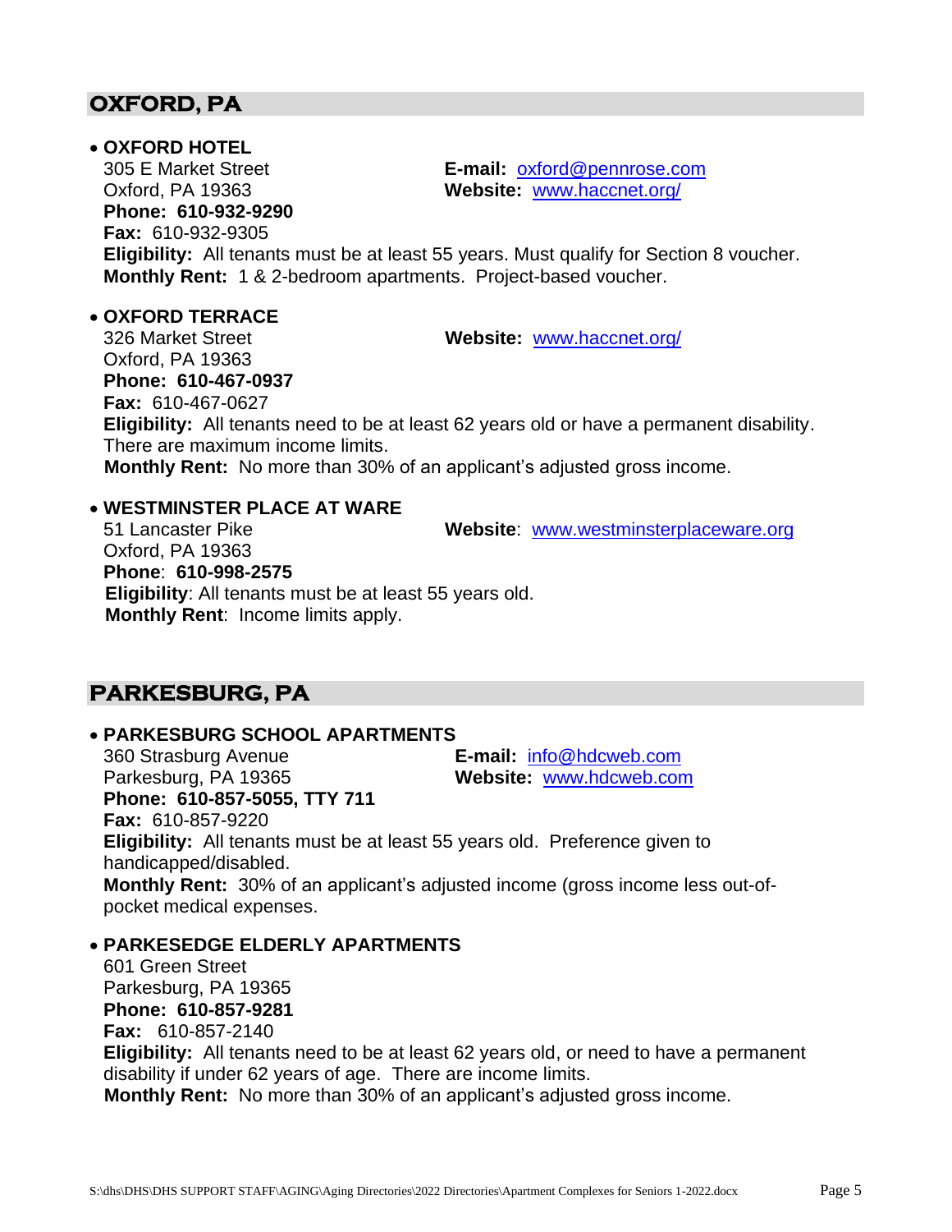## OXFORD, PA

- **OXFORD HOTEL**
  305 E Market Street
  Oxford, PA 19363
  **Phone: 610-932-9290**
  **Fax:** 610-932-9305
  **E-mail:** oxford@pennrose.com
  **Website:** www.haccnet.org/
  **Eligibility:** All tenants must be at least 55 years. Must qualify for Section 8 voucher.
  **Monthly Rent:** 1 & 2-bedroom apartments. Project-based voucher.

- **OXFORD TERRACE**
  326 Market Street
  Oxford, PA 19363
  **Phone: 610-467-0937**
  **Fax:** 610-467-0627
  **Website:** www.haccnet.org/
  **Eligibility:** All tenants need to be at least 62 years old or have a permanent disability. There are maximum income limits.
  **Monthly Rent:** No more than 30% of an applicant's adjusted gross income.

- **WESTMINSTER PLACE AT WARE**
  51 Lancaster Pike
  Oxford, PA 19363
  **Phone**: **610-998-2575**
  **Website**: www.westminsterplaceware.org
  **Eligibility**: All tenants must be at least 55 years old.
  **Monthly Rent**: Income limits apply.

## PARKESBURG, PA

- **PARKESBURG SCHOOL APARTMENTS**
  360 Strasburg Avenue
  Parkesburg, PA 19365
  **Phone: 610-857-5055, TTY 711**
  **Fax:** 610-857-9220
  **E-mail:** info@hdcweb.com
  **Website:** www.hdcweb.com
  **Eligibility:** All tenants must be at least 55 years old. Preference given to handicapped/disabled.
  **Monthly Rent:** 30% of an applicant's adjusted income (gross income less out-of-pocket medical expenses.

- **PARKESEDGE ELDERLY APARTMENTS**
  601 Green Street
  Parkesburg, PA 19365
  **Phone: 610-857-9281**
  **Fax:** 610-857-2140
  **Eligibility:** All tenants need to be at least 62 years old, or need to have a permanent disability if under 62 years of age. There are income limits.
  **Monthly Rent:** No more than 30% of an applicant's adjusted gross income.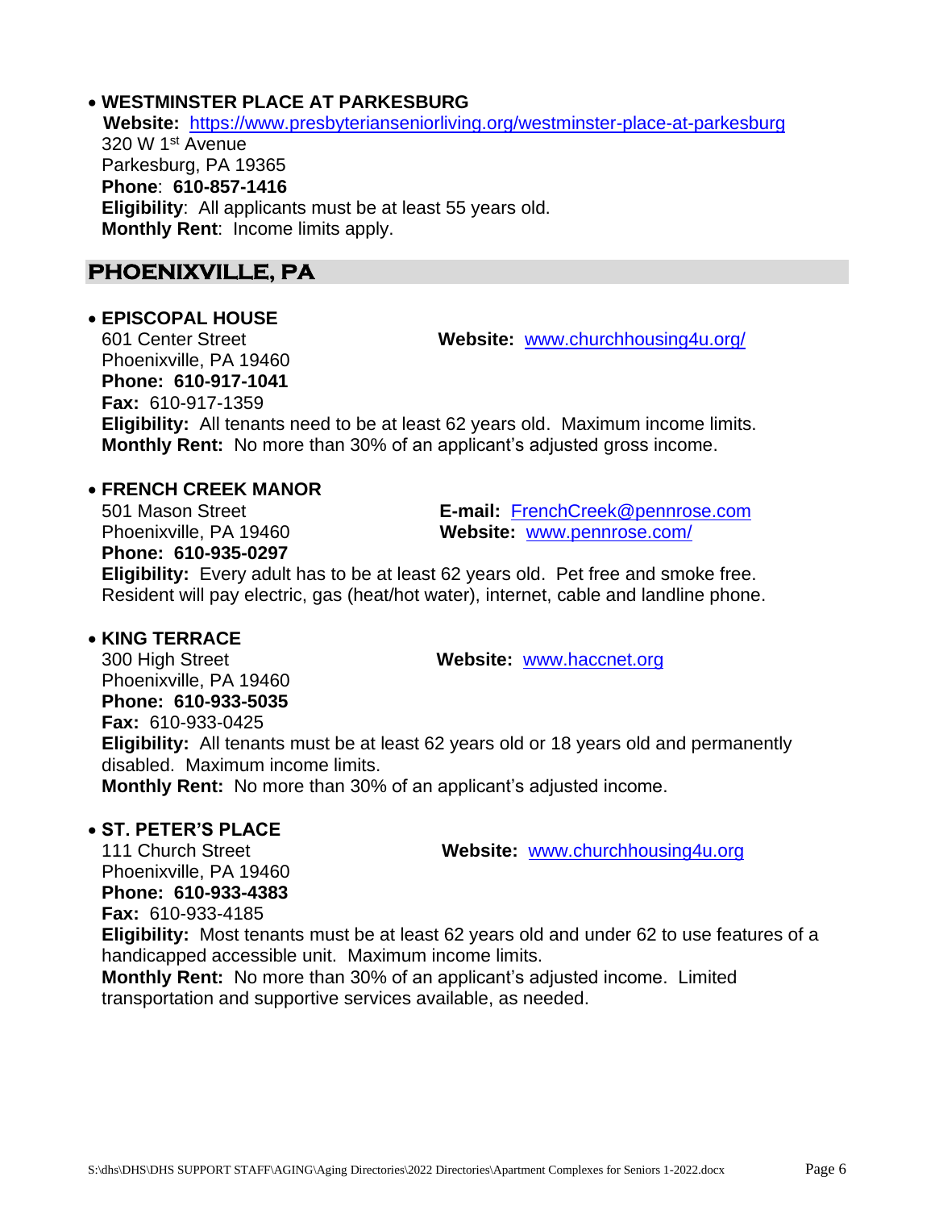- **WESTMINSTER PLACE AT PARKESBURG**
  **Website:** https://www.presbyterianseniorliving.org/westminster-place-at-parkesburg
  320 W 1st Avenue
  Parkesburg, PA 19365
  **Phone**: **610-857-1416**
  **Eligibility**: All applicants must be at least 55 years old.
  **Monthly Rent**: Income limits apply.

## PHOENIXVILLE, PA

- **EPISCOPAL HOUSE**
  601 Center Street
  Phoenixville, PA 19460
  **Website:** www.churchhousing4u.org/
  **Phone: 610-917-1041**
  **Fax:** 610-917-1359
  **Eligibility:** All tenants need to be at least 62 years old. Maximum income limits.
  **Monthly Rent:** No more than 30% of an applicant's adjusted gross income.

- **FRENCH CREEK MANOR**
  501 Mason Street
  Phoenixville, PA 19460
  **E-mail:** FrenchCreek@pennrose.com
  **Website:** www.pennrose.com/
  **Phone: 610-935-0297**
  **Eligibility:** Every adult has to be at least 62 years old. Pet free and smoke free. Resident will pay electric, gas (heat/hot water), internet, cable and landline phone.

- **KING TERRACE**
  300 High Street
  Phoenixville, PA 19460
  **Website:** www.haccnet.org
  **Phone: 610-933-5035**
  **Fax:** 610-933-0425
  **Eligibility:** All tenants must be at least 62 years old or 18 years old and permanently disabled. Maximum income limits.
  **Monthly Rent:** No more than 30% of an applicant's adjusted income.

- **ST. PETER'S PLACE**
  111 Church Street
  Phoenixville, PA 19460
  **Website:** www.churchhousing4u.org
  **Phone: 610-933-4383**
  **Fax:** 610-933-4185
  **Eligibility:** Most tenants must be at least 62 years old and under 62 to use features of a handicapped accessible unit. Maximum income limits.
  **Monthly Rent:** No more than 30% of an applicant's adjusted income. Limited transportation and supportive services available, as needed.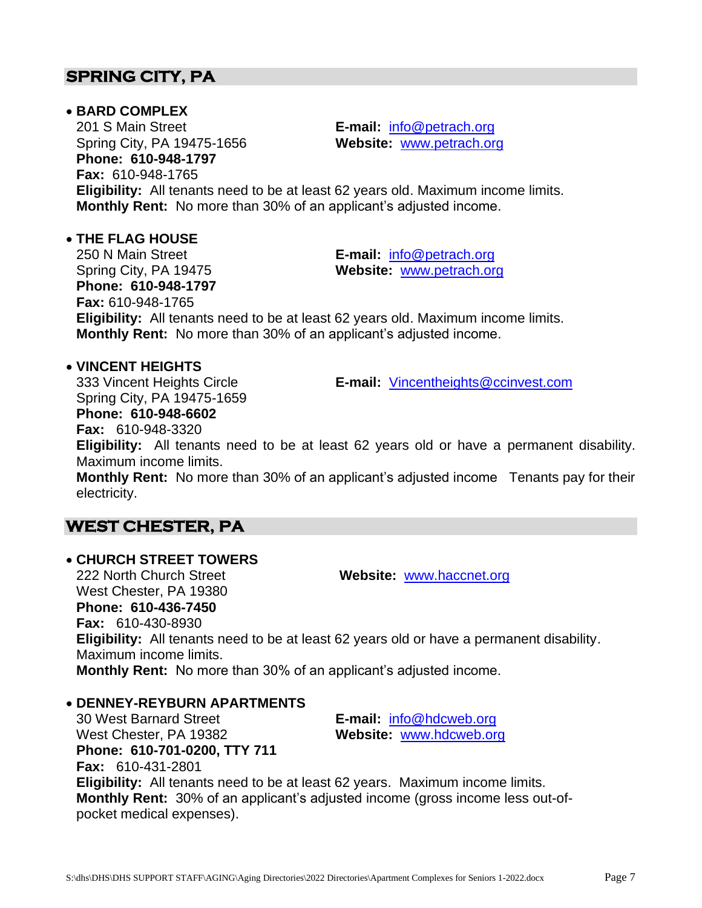## SPRING CITY, PA

- **BARD COMPLEX**
  201 S Main Street
  Spring City, PA 19475-1656
  **Phone: 610-948-1797**
  **Fax:** 610-948-1765
  **E-mail:** info@petrach.org
  **Website:** www.petrach.org
  **Eligibility:** All tenants need to be at least 62 years old. Maximum income limits.
  **Monthly Rent:** No more than 30% of an applicant's adjusted income.

- **THE FLAG HOUSE**
  250 N Main Street
  Spring City, PA 19475
  **Phone: 610-948-1797**
  **Fax:** 610-948-1765
  **E-mail:** info@petrach.org
  **Website:** www.petrach.org
  **Eligibility:** All tenants need to be at least 62 years old. Maximum income limits.
  **Monthly Rent:** No more than 30% of an applicant's adjusted income.

- **VINCENT HEIGHTS**
  333 Vincent Heights Circle
  Spring City, PA 19475-1659
  **Phone: 610-948-6602**
  **Fax:** 610-948-3320
  **E-mail:** Vincentheights@ccinvest.com
  **Eligibility:** All tenants need to be at least 62 years old or have a permanent disability. Maximum income limits.
  **Monthly Rent:** No more than 30% of an applicant's adjusted income Tenants pay for their electricity.

## WEST CHESTER, PA

- **CHURCH STREET TOWERS**
  222 North Church Street
  West Chester, PA 19380
  **Phone: 610-436-7450**
  **Fax:** 610-430-8930
  **Website:** www.haccnet.org
  **Eligibility:** All tenants need to be at least 62 years old or have a permanent disability. Maximum income limits.
  **Monthly Rent:** No more than 30% of an applicant's adjusted income.

- **DENNEY-REYBURN APARTMENTS**
  30 West Barnard Street
  West Chester, PA 19382
  **Phone: 610-701-0200, TTY 711**
  **Fax:** 610-431-2801
  **E-mail:** info@hdcweb.org
  **Website:** www.hdcweb.org
  **Eligibility:** All tenants need to be at least 62 years. Maximum income limits.
  **Monthly Rent:** 30% of an applicant's adjusted income (gross income less out-of-pocket medical expenses).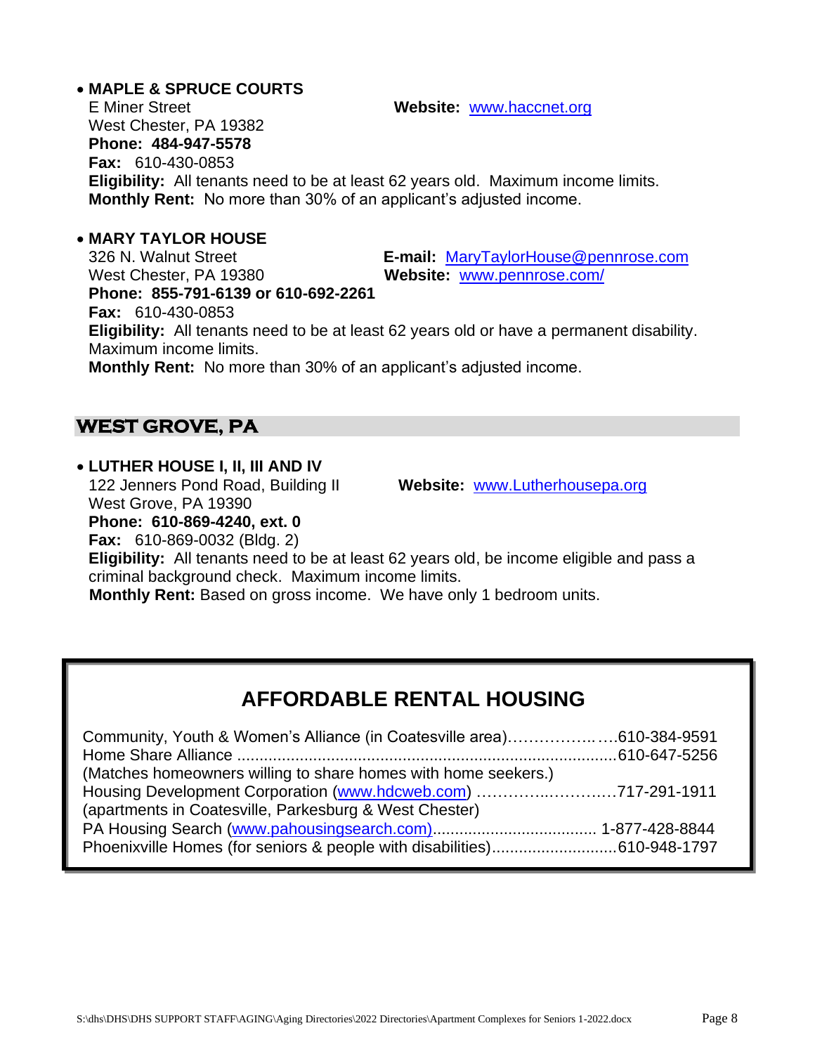- **MAPLE & SPRUCE COURTS**
  E Miner Street
  West Chester, PA 19382
  **Website:** [www.haccnet.org](www.haccnet.org)
  **Phone: 484-947-5578**
  **Fax:** 610-430-0853
  **Eligibility:** All tenants need to be at least 62 years old. Maximum income limits.
  **Monthly Rent:** No more than 30% of an applicant's adjusted income.

- **MARY TAYLOR HOUSE**
  326 N. Walnut Street
  West Chester, PA 19380
  **E-mail:** [MaryTaylorHouse@pennrose.com](mailto:MaryTaylorHouse@pennrose.com)
  **Website:** [www.pennrose.com/](www.pennrose.com/)
  **Phone: 855-791-6139 or 610-692-2261**
  **Fax:** 610-430-0853
  **Eligibility:** All tenants need to be at least 62 years old or have a permanent disability. Maximum income limits.
  **Monthly Rent:** No more than 30% of an applicant's adjusted income.

## WEST GROVE, PA

- **LUTHER HOUSE I, II, III AND IV**
  122 Jenners Pond Road, Building II
  West Grove, PA 19390
  **Website:** [www.Lutherhousepa.org](www.Lutherhousepa.org)
  **Phone: 610-869-4240, ext. 0**
  **Fax:** 610-869-0032 (Bldg. 2)
  **Eligibility:** All tenants need to be at least 62 years old, be income eligible and pass a criminal background check. Maximum income limits.
  **Monthly Rent:** Based on gross income. We have only 1 bedroom units.

## AFFORDABLE RENTAL HOUSING

Community, Youth & Women's Alliance (in Coatesville area)……………..….610-384-9591
Home Share Alliance ....................................................................................610-647-5256
(Matches homeowners willing to share homes with home seekers.)
Housing Development Corporation (www.hdcweb.com) …………..…………717-291-1911
(apartments in Coatesville, Parkesburg & West Chester)
PA Housing Search (www.pahousingsearch.com).................................... 1-877-428-8844
Phoenixville Homes (for seniors & people with disabilities)............................610-948-1797